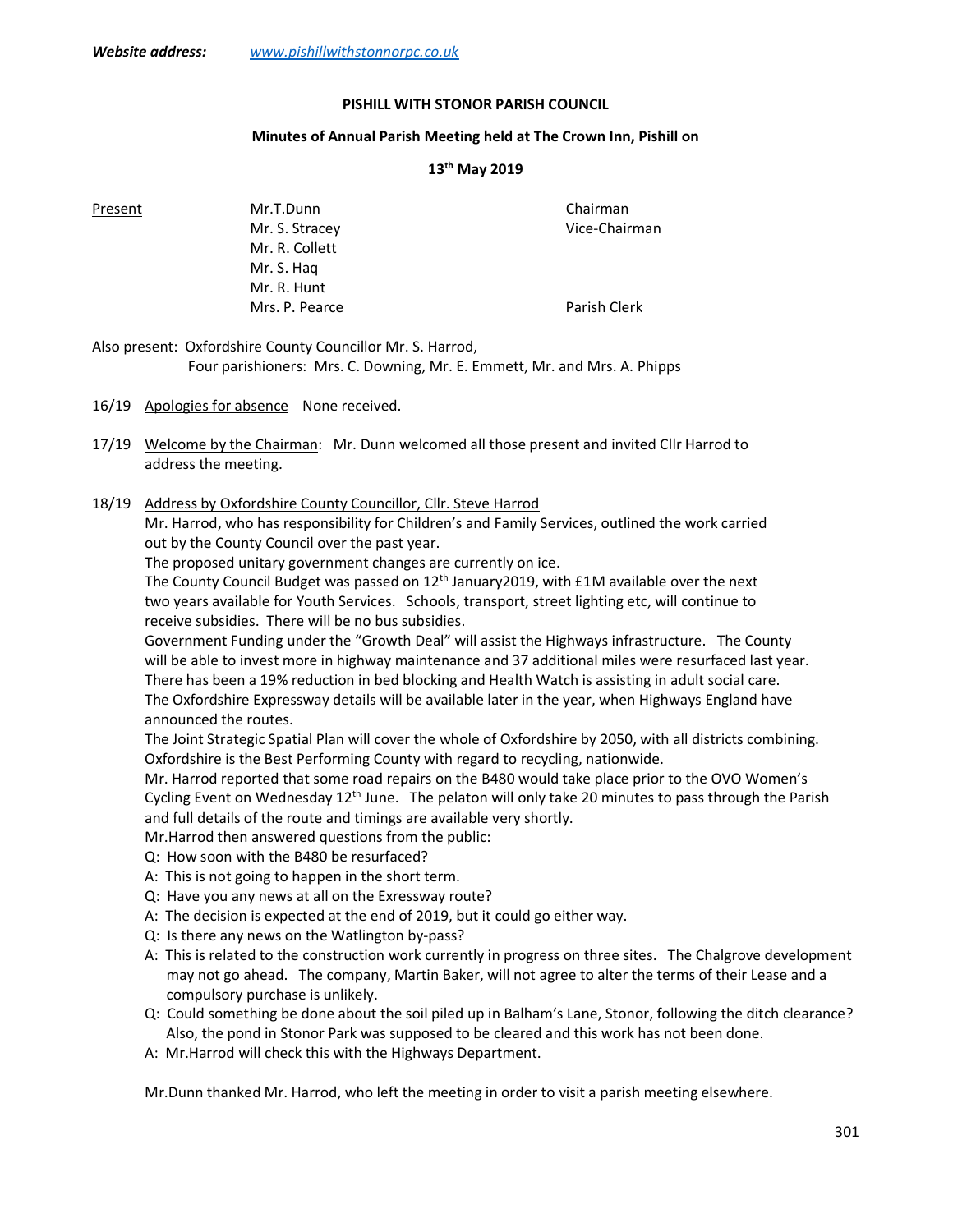***Website address:*** www.pishillwithstonnorpc.co.uk

**PISHILL WITH STONOR PARISH COUNCIL**

**Minutes of Annual Parish Meeting held at The Crown Inn, Pishill on**

**13th May 2019**

| Present | | |
|---|---|---|
| | Mr.T.Dunn | Chairman |
| | Mr. S. Stracey | Vice-Chairman |
| | Mr. R. Collett | |
| | Mr. S. Haq | |
| | Mr. R. Hunt | |
| | Mrs. P. Pearce | Parish Clerk |

Also present: Oxfordshire County Councillor Mr. S. Harrod,
Four parishioners: Mrs. C. Downing, Mr. E. Emmett, Mr. and Mrs. A. Phipps

16/19 Apologies for absence None received.

17/19 Welcome by the Chairman: Mr. Dunn welcomed all those present and invited Cllr Harrod to address the meeting.

18/19 Address by Oxfordshire County Councillor, Cllr. Steve Harrod

Mr. Harrod, who has responsibility for Children's and Family Services, outlined the work carried out by the County Council over the past year.

The proposed unitary government changes are currently on ice.

The County Council Budget was passed on 12th January2019, with £1M available over the next two years available for Youth Services. Schools, transport, street lighting etc, will continue to receive subsidies. There will be no bus subsidies.

Government Funding under the "Growth Deal" will assist the Highways infrastructure. The County will be able to invest more in highway maintenance and 37 additional miles were resurfaced last year.

There has been a 19% reduction in bed blocking and Health Watch is assisting in adult social care.

The Oxfordshire Expressway details will be available later in the year, when Highways England have announced the routes.

The Joint Strategic Spatial Plan will cover the whole of Oxfordshire by 2050, with all districts combining.

Oxfordshire is the Best Performing County with regard to recycling, nationwide.

Mr. Harrod reported that some road repairs on the B480 would take place prior to the OVO Women's Cycling Event on Wednesday 12th June. The pelaton will only take 20 minutes to pass through the Parish and full details of the route and timings are available very shortly.

Mr.Harrod then answered questions from the public:

Q: How soon with the B480 be resurfaced?

A: This is not going to happen in the short term.

Q: Have you any news at all on the Exressway route?

A: The decision is expected at the end of 2019, but it could go either way.

Q: Is there any news on the Watlington by-pass?

A: This is related to the construction work currently in progress on three sites. The Chalgrove development may not go ahead. The company, Martin Baker, will not agree to alter the terms of their Lease and a compulsory purchase is unlikely.

Q: Could something be done about the soil piled up in Balham's Lane, Stonor, following the ditch clearance? Also, the pond in Stonor Park was supposed to be cleared and this work has not been done.

A: Mr.Harrod will check this with the Highways Department.

Mr.Dunn thanked Mr. Harrod, who left the meeting in order to visit a parish meeting elsewhere.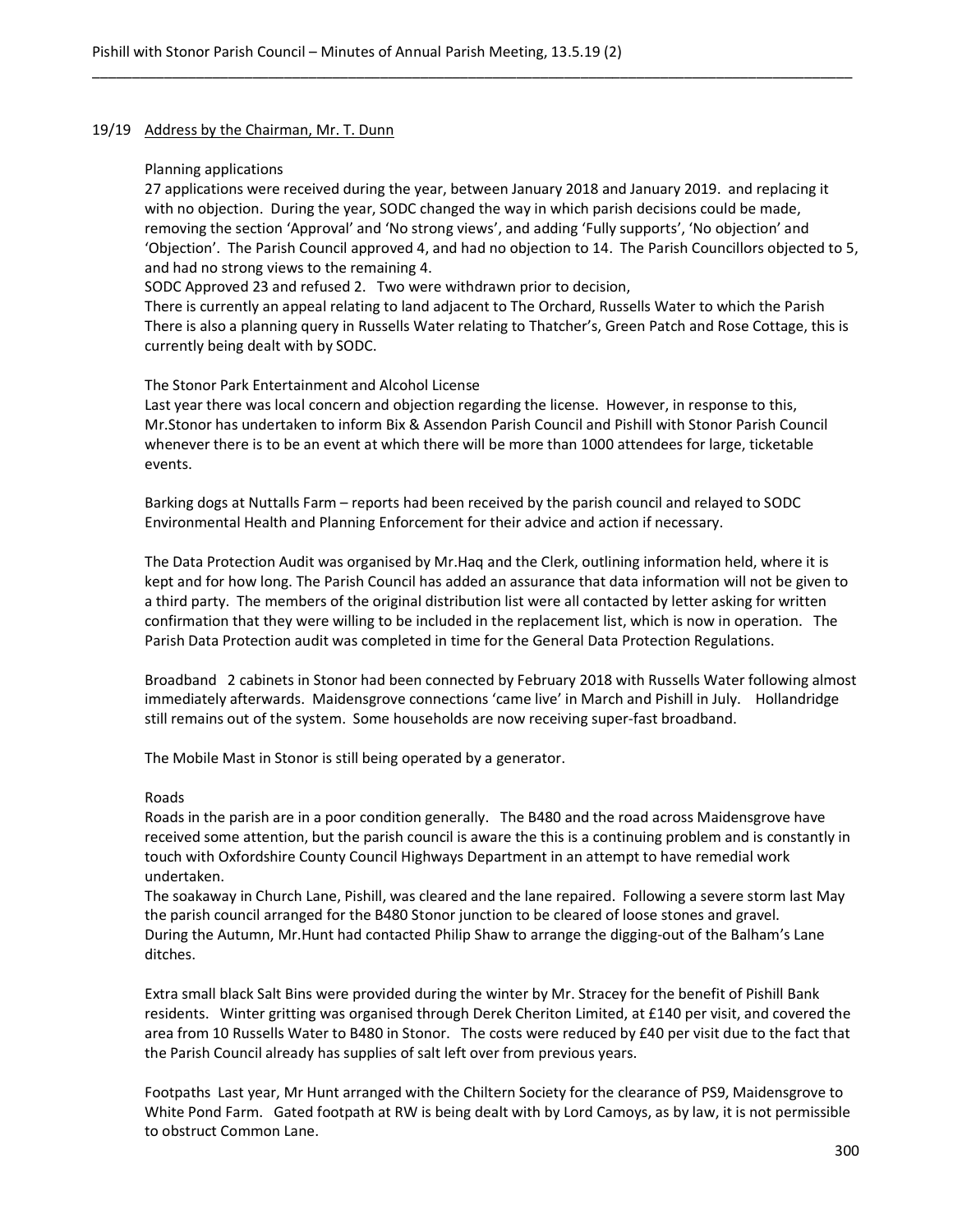19/19 Address by the Chairman, Mr. T. Dunn

Planning applications

27 applications were received during the year, between January 2018 and January 2019. and replacing it with no objection. During the year, SODC changed the way in which parish decisions could be made, removing the section 'Approval' and 'No strong views', and adding 'Fully supports', 'No objection' and 'Objection'. The Parish Council approved 4, and had no objection to 14. The Parish Councillors objected to 5, and had no strong views to the remaining 4.

SODC Approved 23 and refused 2. Two were withdrawn prior to decision,

There is currently an appeal relating to land adjacent to The Orchard, Russells Water to which the Parish There is also a planning query in Russells Water relating to Thatcher's, Green Patch and Rose Cottage, this is currently being dealt with by SODC.

The Stonor Park Entertainment and Alcohol License

Last year there was local concern and objection regarding the license. However, in response to this, Mr.Stonor has undertaken to inform Bix & Assendon Parish Council and Pishill with Stonor Parish Council whenever there is to be an event at which there will be more than 1000 attendees for large, ticketable events.

Barking dogs at Nuttalls Farm – reports had been received by the parish council and relayed to SODC Environmental Health and Planning Enforcement for their advice and action if necessary.

The Data Protection Audit was organised by Mr.Haq and the Clerk, outlining information held, where it is kept and for how long. The Parish Council has added an assurance that data information will not be given to a third party. The members of the original distribution list were all contacted by letter asking for written confirmation that they were willing to be included in the replacement list, which is now in operation. The Parish Data Protection audit was completed in time for the General Data Protection Regulations.

Broadband 2 cabinets in Stonor had been connected by February 2018 with Russells Water following almost immediately afterwards. Maidensgrove connections 'came live' in March and Pishill in July. Hollandridge still remains out of the system. Some households are now receiving super-fast broadband.

The Mobile Mast in Stonor is still being operated by a generator.

Roads

Roads in the parish are in a poor condition generally. The B480 and the road across Maidensgrove have received some attention, but the parish council is aware the this is a continuing problem and is constantly in touch with Oxfordshire County Council Highways Department in an attempt to have remedial work undertaken.

The soakaway in Church Lane, Pishill, was cleared and the lane repaired. Following a severe storm last May the parish council arranged for the B480 Stonor junction to be cleared of loose stones and gravel.

During the Autumn, Mr.Hunt had contacted Philip Shaw to arrange the digging-out of the Balham's Lane ditches.

Extra small black Salt Bins were provided during the winter by Mr. Stracey for the benefit of Pishill Bank residents. Winter gritting was organised through Derek Cheriton Limited, at £140 per visit, and covered the area from 10 Russells Water to B480 in Stonor. The costs were reduced by £40 per visit due to the fact that the Parish Council already has supplies of salt left over from previous years.

Footpaths Last year, Mr Hunt arranged with the Chiltern Society for the clearance of PS9, Maidensgrove to White Pond Farm. Gated footpath at RW is being dealt with by Lord Camoys, as by law, it is not permissible to obstruct Common Lane.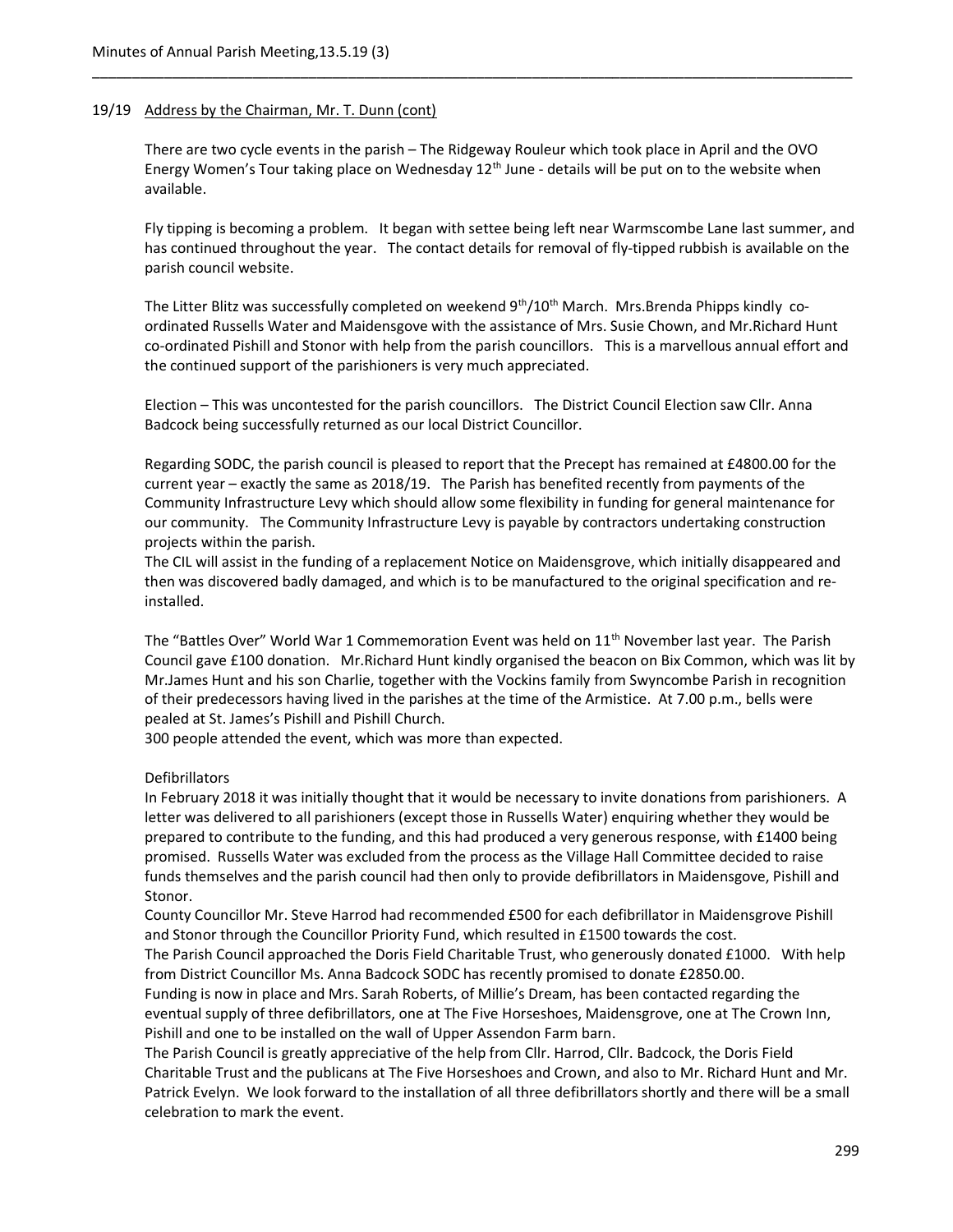## 19/19 Address by the Chairman, Mr. T. Dunn (cont)

There are two cycle events in the parish – The Ridgeway Rouleur which took place in April and the OVO Energy Women's Tour taking place on Wednesday 12th June - details will be put on to the website when available.

Fly tipping is becoming a problem. It began with settee being left near Warmscombe Lane last summer, and has continued throughout the year. The contact details for removal of fly-tipped rubbish is available on the parish council website.

The Litter Blitz was successfully completed on weekend 9th/10th March. Mrs.Brenda Phipps kindly co-ordinated Russells Water and Maidensgove with the assistance of Mrs. Susie Chown, and Mr.Richard Hunt co-ordinated Pishill and Stonor with help from the parish councillors. This is a marvellous annual effort and the continued support of the parishioners is very much appreciated.

Election – This was uncontested for the parish councillors. The District Council Election saw Cllr. Anna Badcock being successfully returned as our local District Councillor.

Regarding SODC, the parish council is pleased to report that the Precept has remained at £4800.00 for the current year – exactly the same as 2018/19. The Parish has benefited recently from payments of the Community Infrastructure Levy which should allow some flexibility in funding for general maintenance for our community. The Community Infrastructure Levy is payable by contractors undertaking construction projects within the parish.
The CIL will assist in the funding of a replacement Notice on Maidensgrove, which initially disappeared and then was discovered badly damaged, and which is to be manufactured to the original specification and re-installed.

The "Battles Over" World War 1 Commemoration Event was held on 11th November last year. The Parish Council gave £100 donation. Mr.Richard Hunt kindly organised the beacon on Bix Common, which was lit by Mr.James Hunt and his son Charlie, together with the Vockins family from Swyncombe Parish in recognition of their predecessors having lived in the parishes at the time of the Armistice. At 7.00 p.m., bells were pealed at St. James's Pishill and Pishill Church.
300 people attended the event, which was more than expected.

Defibrillators
In February 2018 it was initially thought that it would be necessary to invite donations from parishioners. A letter was delivered to all parishioners (except those in Russells Water) enquiring whether they would be prepared to contribute to the funding, and this had produced a very generous response, with £1400 being promised. Russells Water was excluded from the process as the Village Hall Committee decided to raise funds themselves and the parish council had then only to provide defibrillators in Maidensgove, Pishill and Stonor.
County Councillor Mr. Steve Harrod had recommended £500 for each defibrillator in Maidensgrove Pishill and Stonor through the Councillor Priority Fund, which resulted in £1500 towards the cost.
The Parish Council approached the Doris Field Charitable Trust, who generously donated £1000. With help from District Councillor Ms. Anna Badcock SODC has recently promised to donate £2850.00.
Funding is now in place and Mrs. Sarah Roberts, of Millie's Dream, has been contacted regarding the eventual supply of three defibrillators, one at The Five Horseshoes, Maidensgrove, one at The Crown Inn, Pishill and one to be installed on the wall of Upper Assendon Farm barn.
The Parish Council is greatly appreciative of the help from Cllr. Harrod, Cllr. Badcock, the Doris Field Charitable Trust and the publicans at The Five Horseshoes and Crown, and also to Mr. Richard Hunt and Mr. Patrick Evelyn. We look forward to the installation of all three defibrillators shortly and there will be a small celebration to mark the event.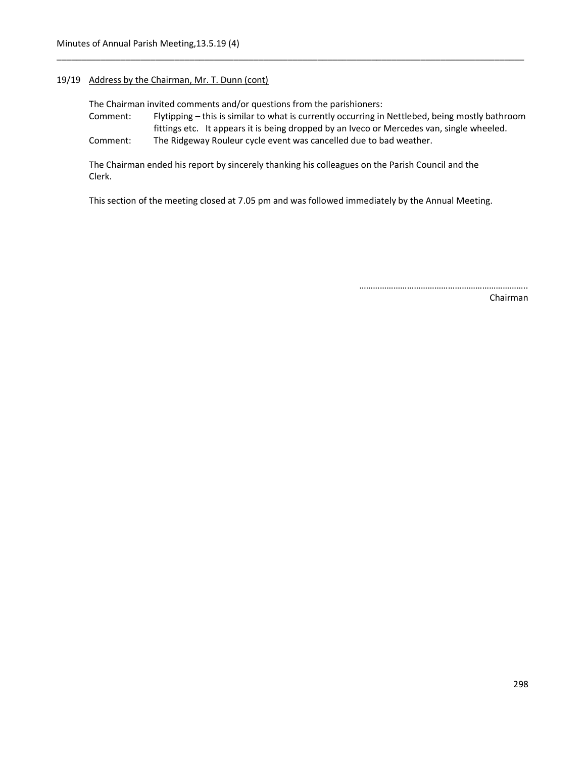19/19 Address by the Chairman, Mr. T. Dunn (cont)

The Chairman invited comments and/or questions from the parishioners:

Comment: Flytipping – this is similar to what is currently occurring in Nettlebed, being mostly bathroom fittings etc. It appears it is being dropped by an Iveco or Mercedes van, single wheeled.

Comment: The Ridgeway Rouleur cycle event was cancelled due to bad weather.

The Chairman ended his report by sincerely thanking his colleagues on the Parish Council and the Clerk.

This section of the meeting closed at 7.05 pm and was followed immediately by the Annual Meeting.

………………………………………………………………..
Chairman